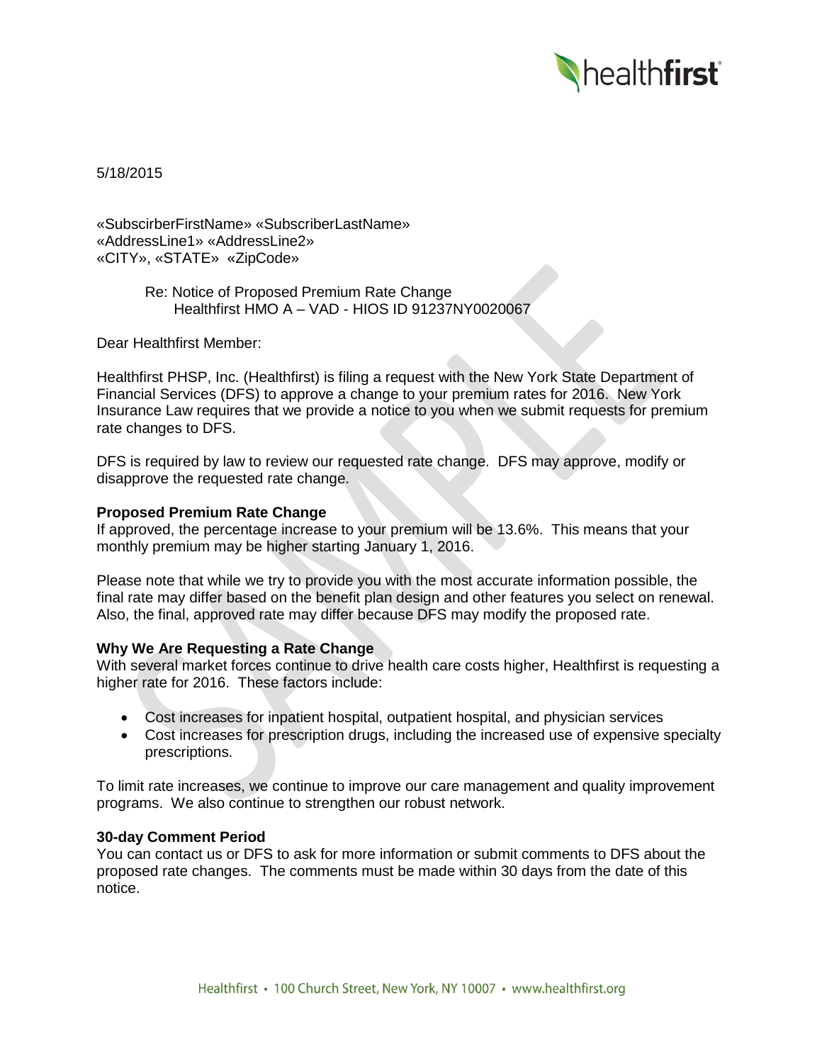5/18/2015

«SubscirberFirstName» «SubscriberLastName»
«AddressLine1» «AddressLine2»
«CITY», «STATE» «ZipCode»

Re: Notice of Proposed Premium Rate Change
Healthfirst HMO A – VAD - HIOS ID 91237NY0020067

Dear Healthfirst Member:

Healthfirst PHSP, Inc. (Healthfirst) is filing a request with the New York State Department of Financial Services (DFS) to approve a change to your premium rates for 2016. New York Insurance Law requires that we provide a notice to you when we submit requests for premium rate changes to DFS.

DFS is required by law to review our requested rate change. DFS may approve, modify or disapprove the requested rate change.

**Proposed Premium Rate Change**

If approved, the percentage increase to your premium will be 13.6%. This means that your monthly premium may be higher starting January 1, 2016.

Please note that while we try to provide you with the most accurate information possible, the final rate may differ based on the benefit plan design and other features you select on renewal. Also, the final, approved rate may differ because DFS may modify the proposed rate.

**Why We Are Requesting a Rate Change**

With several market forces continue to drive health care costs higher, Healthfirst is requesting a higher rate for 2016. These factors include:

- Cost increases for inpatient hospital, outpatient hospital, and physician services
- Cost increases for prescription drugs, including the increased use of expensive specialty prescriptions.

To limit rate increases, we continue to improve our care management and quality improvement programs. We also continue to strengthen our robust network.

**30-day Comment Period**

You can contact us or DFS to ask for more information or submit comments to DFS about the proposed rate changes. The comments must be made within 30 days from the date of this notice.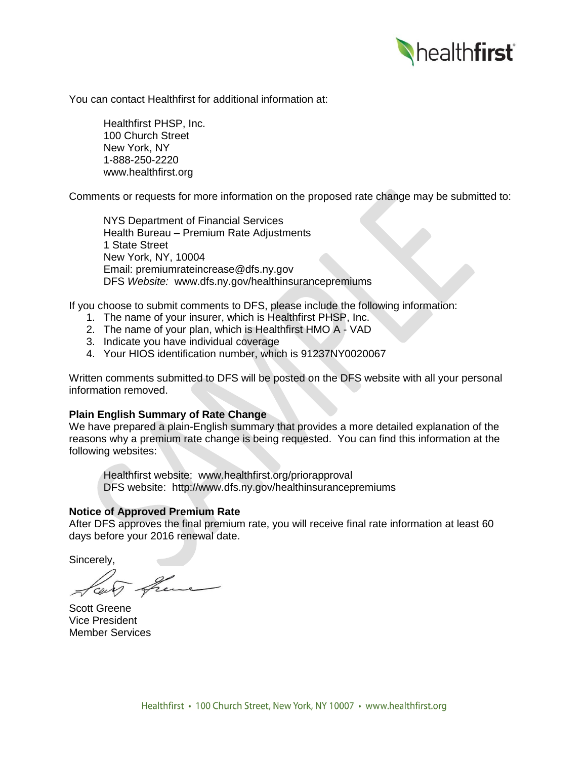You can contact Healthfirst for additional information at:

Healthfirst PHSP, Inc.
100 Church Street
New York, NY
1-888-250-2220
www.healthfirst.org

Comments or requests for more information on the proposed rate change may be submitted to:

NYS Department of Financial Services
Health Bureau – Premium Rate Adjustments
1 State Street
New York, NY, 10004
Email: premiumrateincrease@dfs.ny.gov
DFS *Website:* www.dfs.ny.gov/healthinsurancepremiums

If you choose to submit comments to DFS, please include the following information:

1. The name of your insurer, which is Healthfirst PHSP, Inc.
2. The name of your plan, which is Healthfirst HMO A - VAD
3. Indicate you have individual coverage
4. Your HIOS identification number, which is 91237NY0020067

Written comments submitted to DFS will be posted on the DFS website with all your personal information removed.

**Plain English Summary of Rate Change**

We have prepared a plain-English summary that provides a more detailed explanation of the reasons why a premium rate change is being requested. You can find this information at the following websites:

Healthfirst website: www.healthfirst.org/priorapproval
DFS website: http://www.dfs.ny.gov/healthinsurancepremiums

**Notice of Approved Premium Rate**

After DFS approves the final premium rate, you will receive final rate information at least 60 days before your 2016 renewal date.

Sincerely,

Scott Greene
Vice President
Member Services

Healthfirst • 100 Church Street, New York, NY 10007 • www.healthfirst.org